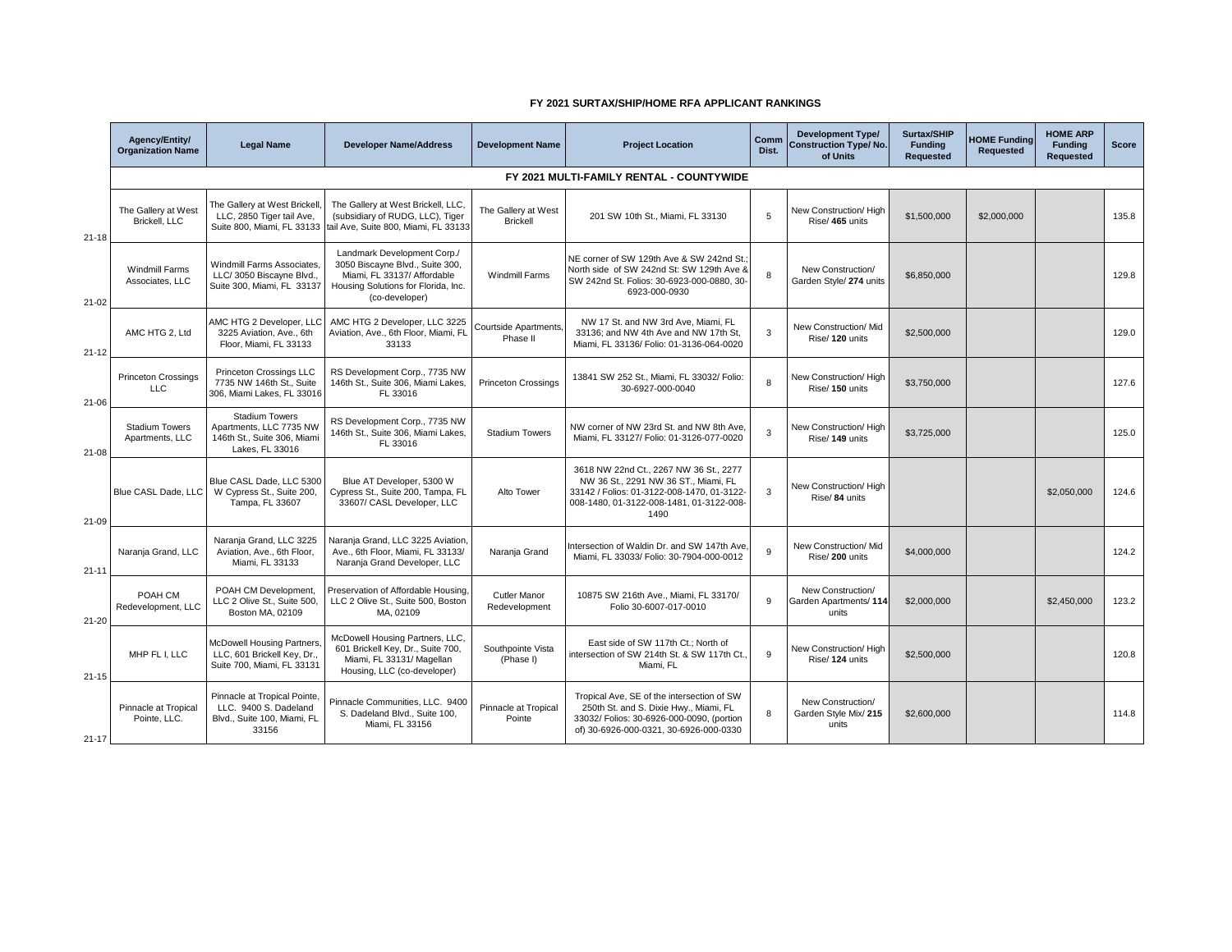# FY 2021 SURTAX/SHIP/HOME RFA APPLICANT RANKINGS

| | Agency/Entity/ Organization Name | Legal Name | Developer Name/Address | Development Name | Project Location | Comm Dist. | Development Type/ Construction Type/ No. of Units | Surtax/SHIP Funding Requested | HOME Funding Requested | HOME ARP Funding Requested | Score |
|---|---|---|---|---|---|---|---|---|---|---|---|
| | **FY 2021 MULTI-FAMILY RENTAL - COUNTYWIDE** | | | | | | | | | | |
| 21-18 | The Gallery at West Brickell, LLC | The Gallery at West Brickell, LLC, 2850 Tiger tail Ave, Suite 800, Miami, FL 33133 | The Gallery at West Brickell, LLC, (subsidiary of RUDG, LLC), Tiger tail Ave, Suite 800, Miami, FL 33133 | The Gallery at West Brickell | 201 SW 10th St., Miami, FL 33130 | 5 | New Construction/ High Rise/ **465** units | $1,500,000 | $2,000,000 | | 135.8 |
| 21-02 | Windmill Farms Associates, LLC | Windmill Farms Associates, LLC/ 3050 Biscayne Blvd., Suite 300, Miami, FL 33137 | Landmark Development Corp./ 3050 Biscayne Blvd., Suite 300, Miami, FL 33137/ Affordable Housing Solutions for Florida, Inc. (co-developer) | Windmill Farms | NE corner of SW 129th Ave & SW 242nd St.; North side of SW 242nd St: SW 129th Ave & SW 242nd St. Folios: 30-6923-000-0880, 30-6923-000-0930 | 8 | New Construction/ Garden Style/ **274** units | $6,850,000 | | | 129.8 |
| 21-12 | AMC HTG 2, Ltd | AMC HTG 2 Developer, LLC 3225 Aviation, Ave., 6th Floor, Miami, FL 33133 | AMC HTG 2 Developer, LLC 3225 Aviation, Ave., 6th Floor, Miami, FL 33133 | Courtside Apartments, Phase II | NW 17 St. and NW 3rd Ave, Miami, FL 33136; and NW 4th Ave and NW 17th St, Miami, FL 33136/ Folio: 01-3136-064-0020 | 3 | New Construction/ Mid Rise/ **120** units | $2,500,000 | | | 129.0 |
| 21-06 | Princeton Crossings LLC | Princeton Crossings LLC 7735 NW 146th St., Suite 306, Miami Lakes, FL 33016 | RS Development Corp., 7735 NW 146th St., Suite 306, Miami Lakes, FL 33016 | Princeton Crossings | 13841 SW 252 St., Miami, FL 33032/ Folio: 30-6927-000-0040 | 8 | New Construction/ High Rise/ **150** units | $3,750,000 | | | 127.6 |
| 21-08 | Stadium Towers Apartments, LLC | Stadium Towers Apartments, LLC 7735 NW 146th St., Suite 306, Miami Lakes, FL 33016 | RS Development Corp., 7735 NW 146th St., Suite 306, Miami Lakes, FL 33016 | Stadium Towers | NW corner of NW 23rd St. and NW 8th Ave, Miami, FL 33127/ Folio: 01-3126-077-0020 | 3 | New Construction/ High Rise/ **149** units | $3,725,000 | | | 125.0 |
| 21-09 | Blue CASL Dade, LLC | Blue CASL Dade, LLC 5300 W Cypress St., Suite 200, Tampa, FL 33607 | Blue AT Developer, 5300 W Cypress St., Suite 200, Tampa, FL 33607/ CASL Developer, LLC | Alto Tower | 3618 NW 22nd Ct., 2267 NW 36 St., 2277 NW 36 St., 2291 NW 36 ST., Miami, FL 33142 / Folios: 01-3122-008-1470, 01-3122-008-1480, 01-3122-008-1481, 01-3122-008-1490 | 3 | New Construction/ High Rise/ **84** units | | | $2,050,000 | 124.6 |
| 21-11 | Naranja Grand, LLC | Naranja Grand, LLC 3225 Aviation, Ave., 6th Floor, Miami, FL 33133 | Naranja Grand, LLC 3225 Aviation, Ave., 6th Floor, Miami, FL 33133/ Naranja Grand Developer, LLC | Naranja Grand | Intersection of Waldin Dr. and SW 147th Ave, Miami, FL 33033/ Folio: 30-7904-000-0012 | 9 | New Construction/ Mid Rise/ **200** units | $4,000,000 | | | 124.2 |
| 21-20 | POAH CM Redevelopment, LLC | POAH CM Development, LLC 2 Olive St., Suite 500, Boston MA, 02109 | Preservation of Affordable Housing, LLC 2 Olive St., Suite 500, Boston MA, 02109 | Cutler Manor Redevelopment | 10875 SW 216th Ave., Miami, FL 33170/ Folio 30-6007-017-0010 | 9 | New Construction/ Garden Apartments/ **114** units | $2,000,000 | | $2,450,000 | 123.2 |
| 21-15 | MHP FL I, LLC | McDowell Housing Partners, LLC, 601 Brickell Key, Dr., Suite 700, Miami, FL 33131 | McDowell Housing Partners, LLC, 601 Brickell Key, Dr., Suite 700, Miami, FL 33131/ Magellan Housing, LLC (co-developer) | Southpointe Vista (Phase I) | East side of SW 117th Ct.; North of intersection of SW 214th St. & SW 117th Ct., Miami, FL | 9 | New Construction/ High Rise/ **124** units | $2,500,000 | | | 120.8 |
| 21-17 | Pinnacle at Tropical Pointe, LLC. | Pinnacle at Tropical Pointe, LLC. 9400 S. Dadeland Blvd., Suite 100, Miami, FL 33156 | Pinnacle Communities, LLC. 9400 S. Dadeland Blvd., Suite 100, Miami, FL 33156 | Pinnacle at Tropical Pointe | Tropical Ave, SE of the intersection of SW 250th St. and S. Dixie Hwy., Miami, FL 33032/ Folios: 30-6926-000-0090, (portion of) 30-6926-000-0321, 30-6926-000-0330 | 8 | New Construction/ Garden Style Mix/ **215** units | $2,600,000 | | | 114.8 |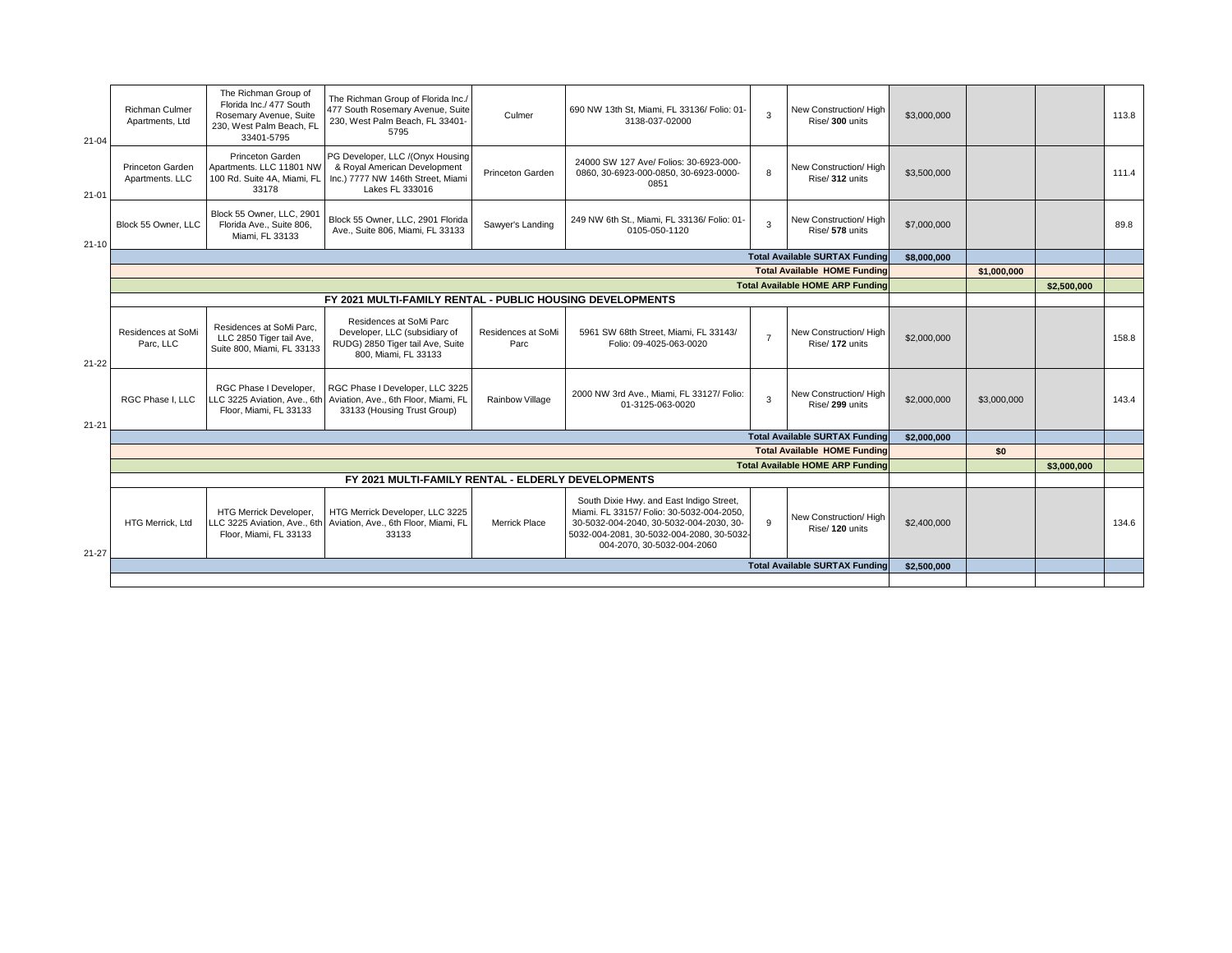| | | | | | | | | | | | |
|---|---|---|---|---|---|---|---|---|---|---|---|
| 21-04 | Richman Culmer Apartments, Ltd | The Richman Group of Florida Inc./ 477 South Rosemary Avenue, Suite 230, West Palm Beach, FL 33401-5795 | The Richman Group of Florida Inc./ 477 South Rosemary Avenue, Suite 230, West Palm Beach, FL 33401-5795 | Culmer | 690 NW 13th St, Miami, FL 33136/ Folio: 01-3138-037-02000 | 3 | New Construction/ High Rise/ **300** units | $3,000,000 | | | 113.8 |
| 21-01 | Princeton Garden Apartments. LLC | Princeton Garden Apartments. LLC 11801 NW 100 Rd. Suite 4A, Miami, FL 33178 | PG Developer, LLC /(Onyx Housing & Royal American Development Inc.) 7777 NW 146th Street, Miami Lakes FL 333016 | Princeton Garden | 24000 SW 127 Ave/ Folios: 30-6923-000-0860, 30-6923-000-0850, 30-6923-0000-0851 | 8 | New Construction/ High Rise/ **312** units | $3,500,000 | | | 111.4 |
| 21-10 | Block 55 Owner, LLC | Block 55 Owner, LLC, 2901 Florida Ave., Suite 806, Miami, FL 33133 | Block 55 Owner, LLC, 2901 Florida Ave., Suite 806, Miami, FL 33133 | Sawyer's Landing | 249 NW 6th St., Miami, FL 33136/ Folio: 01-0105-050-1120 | 3 | New Construction/ High Rise/ **578** units | $7,000,000 | | | 89.8 |
| | | | | | | | **Total Available SURTAX Funding** | **$8,000,000** | | | |
| | | | | | | | **Total Available HOME Funding** | | **$1,000,000** | | |
| | | | | | | | **Total Available HOME ARP Funding** | | | **$2,500,000** | |
| | **FY 2021 MULTI-FAMILY RENTAL - PUBLIC HOUSING DEVELOPMENTS** | | | | | | | | | | |
| 21-22 | Residences at SoMi Parc, LLC | Residences at SoMi Parc, LLC 2850 Tiger tail Ave, Suite 800, Miami, FL 33133 | Residences at SoMi Parc Developer, LLC (subsidiary of RUDG) 2850 Tiger tail Ave, Suite 800, Miami, FL 33133 | Residences at SoMi Parc | 5961 SW 68th Street, Miami, FL 33143/ Folio: 09-4025-063-0020 | 7 | New Construction/ High Rise/ **172** units | $2,000,000 | | | 158.8 |
| 21-21 | RGC Phase I, LLC | RGC Phase I Developer, LLC 3225 Aviation, Ave., 6th Floor, Miami, FL 33133 | RGC Phase I Developer, LLC 3225 Aviation, Ave., 6th Floor, Miami, FL 33133 (Housing Trust Group) | Rainbow Village | 2000 NW 3rd Ave., Miami, FL 33127/ Folio: 01-3125-063-0020 | 3 | New Construction/ High Rise/ **299** units | $2,000,000 | $3,000,000 | | 143.4 |
| | | | | | | | **Total Available SURTAX Funding** | **$2,000,000** | | | |
| | | | | | | | **Total Available HOME Funding** | | **$0** | | |
| | | | | | | | **Total Available HOME ARP Funding** | | | **$3,000,000** | |
| | **FY 2021 MULTI-FAMILY RENTAL - ELDERLY DEVELOPMENTS** | | | | | | | | | | |
| 21-27 | HTG Merrick, Ltd | HTG Merrick Developer, LLC 3225 Aviation, Ave., 6th Floor, Miami, FL 33133 | HTG Merrick Developer, LLC 3225 Aviation, Ave., 6th Floor, Miami, FL 33133 | Merrick Place | South Dixie Hwy. and East Indigo Street, Miami. FL 33157/ Folio: 30-5032-004-2050, 30-5032-004-2040, 30-5032-004-2030, 30-5032-004-2081, 30-5032-004-2080, 30-5032-004-2070, 30-5032-004-2060 | 9 | New Construction/ High Rise/ **120** units | $2,400,000 | | | 134.6 |
| | | | | | | | **Total Available SURTAX Funding** | **$2,500,000** | | | |